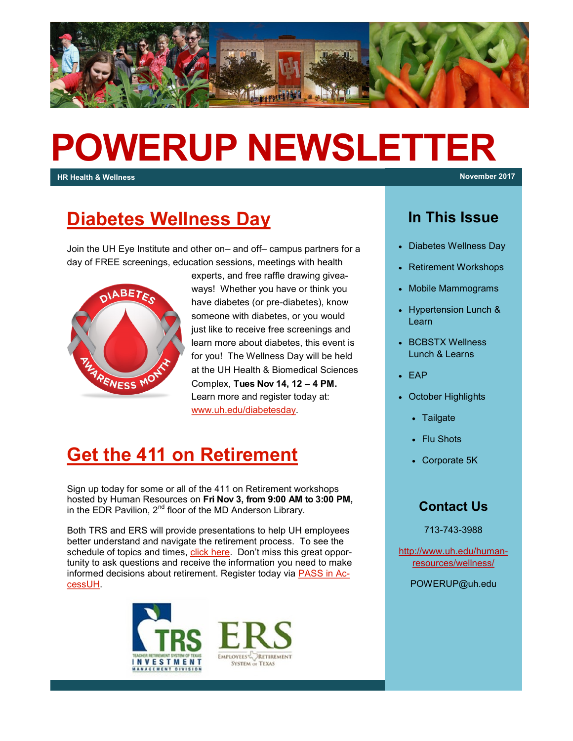# POWERUP NEWSLETTER

**HR Health & Wellness** — **November 2017**

## Diabetes Wellness Day

Join the UH Eye Institute and other on– and off– campus partners for a day of FREE screenings, education sessions, meetings with health experts, and free raffle drawing giveaways! Whether you have or think you have diabetes (or pre-diabetes), know someone with diabetes, or you would just like to receive free screenings and learn more about diabetes, this event is for you! The Wellness Day will be held at the UH Health & Biomedical Sciences Complex, **Tues Nov 14, 12 – 4 PM.** Learn more and register today at: www.uh.edu/diabetesday.

## Get the 411 on Retirement

Sign up today for some or all of the 411 on Retirement workshops hosted by Human Resources on **Fri Nov 3, from 9:00 AM to 3:00 PM,** in the EDR Pavilion, 2nd floor of the MD Anderson Library.

Both TRS and ERS will provide presentations to help UH employees better understand and navigate the retirement process. To see the schedule of topics and times, click here. Don't miss this great opportunity to ask questions and receive the information you need to make informed decisions about retirement. Register today via PASS in AccessUH.

## In This Issue

- Diabetes Wellness Day
- Retirement Workshops
- Mobile Mammograms
- Hypertension Lunch & Learn
- BCBSTX Wellness Lunch & Learns
- EAP
- October Highlights
  - Tailgate
  - Flu Shots
  - Corporate 5K

## Contact Us

713-743-3988

http://www.uh.edu/human-resources/wellness/

POWERUP@uh.edu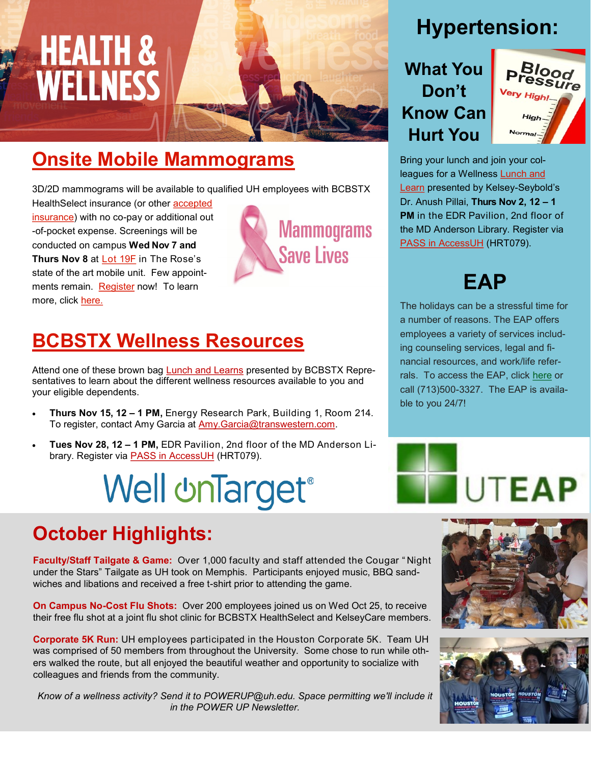# HEALTH & WELLNESS

## Onsite Mobile Mammograms

3D/2D mammograms will be available to qualified UH employees with BCBSTX HealthSelect insurance (or other accepted insurance) with no co-pay or additional out-of-pocket expense. Screenings will be conducted on campus **Wed Nov 7 and Thurs Nov 8** at Lot 19F in The Rose's state of the art mobile unit. Few appointments remain. Register now! To learn more, click here.

Mammograms Save Lives

## BCBSTX Wellness Resources

Attend one of these brown bag Lunch and Learns presented by BCBSTX Representatives to learn about the different wellness resources available to you and your eligible dependents.

- **Thurs Nov 15, 12 – 1 PM,** Energy Research Park, Building 1, Room 214. To register, contact Amy Garcia at Amy.Garcia@transwestern.com.
- **Tues Nov 28, 12 – 1 PM,** EDR Pavilion, 2nd floor of the MD Anderson Library. Register via PASS in AccessUH (HRT079).

Well onTarget®

## Hypertension:

### What You Don't Know Can Hurt You

Bring your lunch and join your colleagues for a Wellness Lunch and Learn presented by Kelsey-Seybold's Dr. Anush Pillai, **Thurs Nov 2, 12 – 1 PM** in the EDR Pavilion, 2nd floor of the MD Anderson Library. Register via PASS in AccessUH (HRT079).

## EAP

The holidays can be a stressful time for a number of reasons. The EAP offers employees a variety of services including counseling services, legal and financial resources, and work/life referrals. To access the EAP, click here or call (713)500-3327. The EAP is available to you 24/7!

UTEAP

## October Highlights:

**Faculty/Staff Tailgate & Game:** Over 1,000 faculty and staff attended the Cougar "Night under the Stars" Tailgate as UH took on Memphis. Participants enjoyed music, BBQ sandwiches and libations and received a free t-shirt prior to attending the game.

**On Campus No-Cost Flu Shots:** Over 200 employees joined us on Wed Oct 25, to receive their free flu shot at a joint flu shot clinic for BCBSTX HealthSelect and KelseyCare members.

**Corporate 5K Run:** UH employees participated in the Houston Corporate 5K. Team UH was comprised of 50 members from throughout the University. Some chose to run while others walked the route, but all enjoyed the beautiful weather and opportunity to socialize with colleagues and friends from the community.

*Know of a wellness activity? Send it to POWERUP@uh.edu. Space permitting we'll include it in the POWER UP Newsletter.*